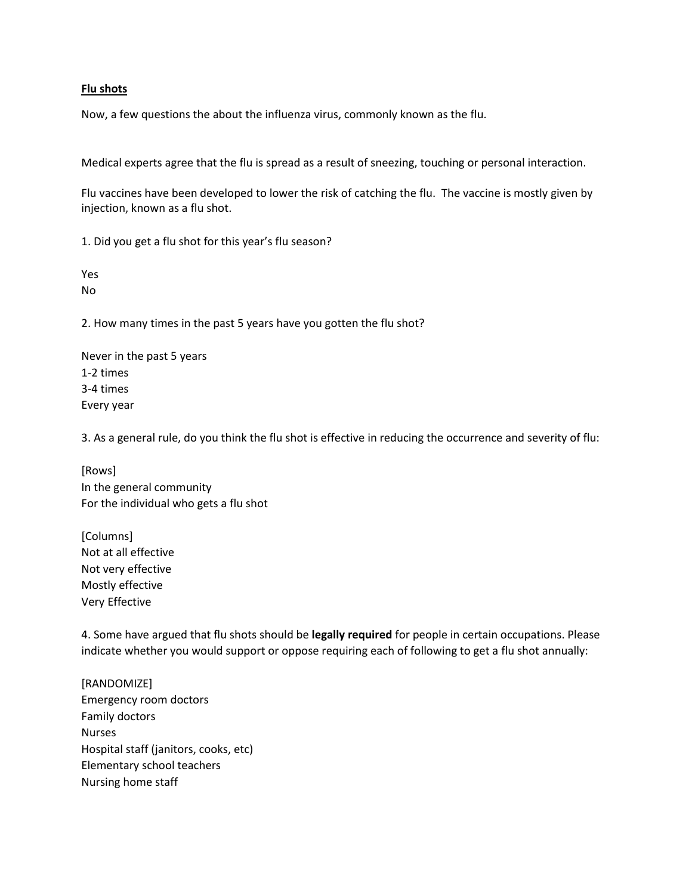**Flu shots**

Now, a few questions the about the influenza virus, commonly known as the flu.

Medical experts agree that the flu is spread as a result of sneezing, touching or personal interaction.

Flu vaccines have been developed to lower the risk of catching the flu. The vaccine is mostly given by injection, known as a flu shot.

1. Did you get a flu shot for this year's flu season?

Yes
No

2. How many times in the past 5 years have you gotten the flu shot?

Never in the past 5 years
1-2 times
3-4 times
Every year

3. As a general rule, do you think the flu shot is effective in reducing the occurrence and severity of flu:

[Rows]
In the general community
For the individual who gets a flu shot

[Columns]
Not at all effective
Not very effective
Mostly effective
Very Effective

4. Some have argued that flu shots should be **legally required** for people in certain occupations. Please indicate whether you would support or oppose requiring each of following to get a flu shot annually:

[RANDOMIZE]
Emergency room doctors
Family doctors
Nurses
Hospital staff (janitors, cooks, etc)
Elementary school teachers
Nursing home staff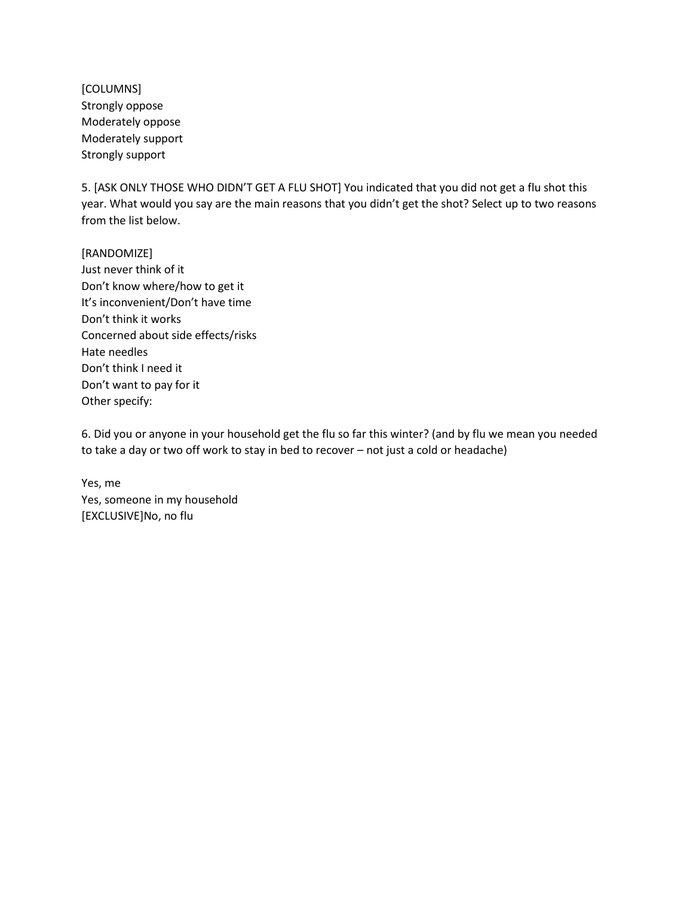[COLUMNS]
Strongly oppose
Moderately oppose
Moderately support
Strongly support

5. [ASK ONLY THOSE WHO DIDN'T GET A FLU SHOT] You indicated that you did not get a flu shot this year. What would you say are the main reasons that you didn't get the shot? Select up to two reasons from the list below.

[RANDOMIZE]
Just never think of it
Don't know where/how to get it
It's inconvenient/Don't have time
Don't think it works
Concerned about side effects/risks
Hate needles
Don't think I need it
Don't want to pay for it
Other specify:

6. Did you or anyone in your household get the flu so far this winter? (and by flu we mean you needed to take a day or two off work to stay in bed to recover – not just a cold or headache)

Yes, me
Yes, someone in my household
[EXCLUSIVE]No, no flu